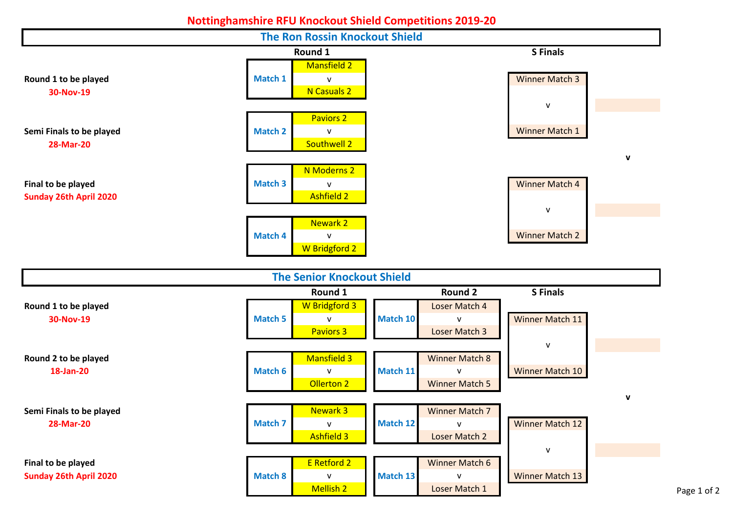# Nottinghamshire RFU Knockout Shield Competitions 2019-20

## The Ron Rossin Knockout Shield

**Round 1 to be played**
**30-Nov-19**

**Semi Finals to be played**
**28-Mar-20**

**Final to be played**
**Sunday 26th April 2020**

### Round 1

| Match | Fixture |
|---|---|
| Match 1 | Mansfield 2 v N Casuals 2 |
| Match 2 | Paviors 2 v Southwell 2 |
| Match 3 | N Moderns 2 v Ashfield 2 |
| Match 4 | Newark 2 v W Bridgford 2 |

### S Finals

| Fixture |
|---|
| Winner Match 3 v Winner Match 1 |
| Winner Match 4 v Winner Match 2 |

Final: Winner of semi-final 1 v Winner of semi-final 2

## The Senior Knockout Shield

**Round 1 to be played**
**30-Nov-19**

**Round 2 to be played**
**18-Jan-20**

**Semi Finals to be played**
**28-Mar-20**

**Final to be played**
**Sunday 26th April 2020**

### Round 1

| Match | Fixture |
|---|---|
| Match 5 | W Bridgford 3 v Paviors 3 |
| Match 6 | Mansfield 3 v Ollerton 2 |
| Match 7 | Newark 3 v Ashfield 3 |
| Match 8 | E Retford 2 v Mellish 2 |

### Round 2

| Match | Fixture |
|---|---|
| Match 10 | Loser Match 4 v Loser Match 3 |
| Match 11 | Winner Match 8 v Winner Match 5 |
| Match 12 | Winner Match 7 v Loser Match 2 |
| Match 13 | Winner Match 6 v Loser Match 1 |

### S Finals

| Fixture |
|---|
| Winner Match 11 v Winner Match 10 |
| Winner Match 12 v Winner Match 13 |

Final: Winner of semi-final 1 v Winner of semi-final 2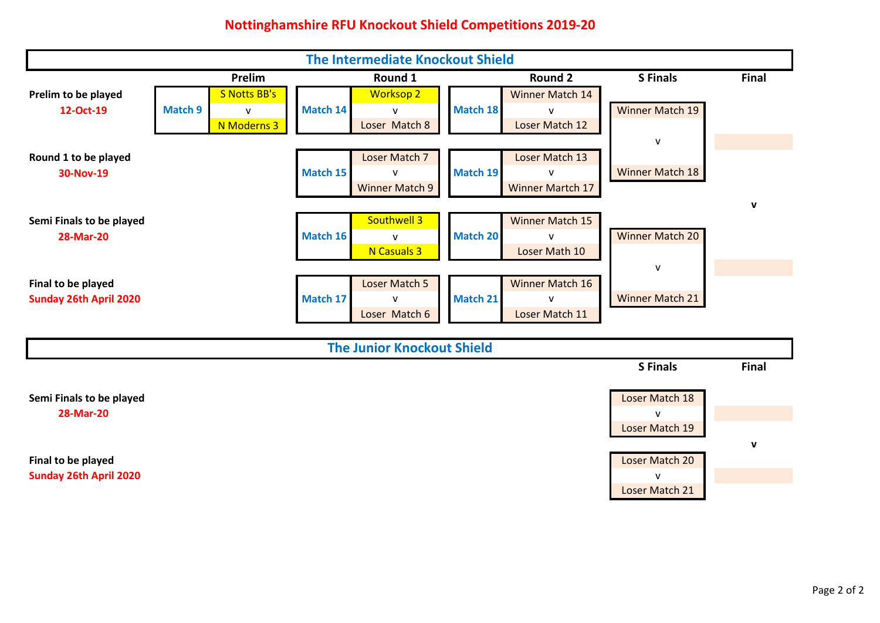# Nottinghamshire RFU Knockout Shield Competitions 2019-20

## The Intermediate Knockout Shield

**Prelim to be played**
**12-Oct-19**

**Round 1 to be played**
**30-Nov-19**

**Semi Finals to be played**
**28-Mar-20**

**Final to be played**
**Sunday 26th April 2020**

### Prelim

| | |
|---|---|
| Match 9 | S Notts BB's v N Moderns 3 |

### Round 1

| | |
|---|---|
| Match 14 | Worksop 2 v Loser Match 8 |
| Match 15 | Loser Match 7 v Winner Match 9 |
| Match 16 | Southwell 3 v N Casuals 3 |
| Match 17 | Loser Match 5 v Loser Match 6 |

### Round 2

| | |
|---|---|
| Match 18 | Winner Match 14 v Loser Match 12 |
| Match 19 | Loser Match 13 v Winner Martch 17 |
| Match 20 | Winner Match 15 v Loser Math 10 |
| Match 21 | Winner Match 16 v Loser Match 11 |

### S Finals

Winner Match 19 v Winner Match 18

Winner Match 20 v Winner Match 21

### Final

v

## The Junior Knockout Shield

**Semi Finals to be played**
**28-Mar-20**

**Final to be played**
**Sunday 26th April 2020**

### S Finals

Loser Match 18 v Loser Match 19

Loser Match 20 v Loser Match 21

### Final

v